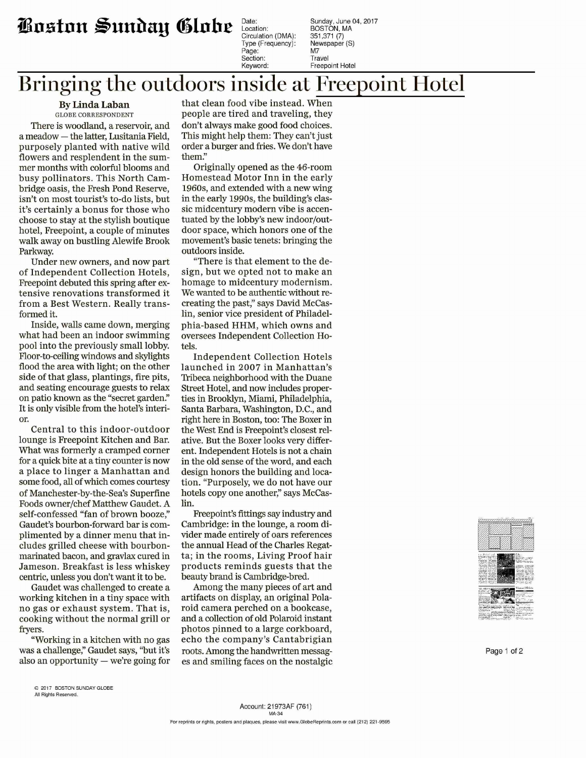# Bringing the outdoors inside at Freepoint Hotel

**By Linda Laban**
GLOBE CORRESPONDENT

There is woodland, a reservoir, and a meadow — the latter, Lusitania Field, purposely planted with native wild flowers and resplendent in the summer months with colorful blooms and busy pollinators. This North Cambridge oasis, the Fresh Pond Reserve, isn't on most tourist's to-do lists, but it's certainly a bonus for those who choose to stay at the stylish boutique hotel, Freepoint, a couple of minutes walk away on bustling Alewife Brook Parkway.

Under new owners, and now part of Independent Collection Hotels, Freepoint debuted this spring after extensive renovations transformed it from a Best Western. Really transformed it.

Inside, walls came down, merging what had been an indoor swimming pool into the previously small lobby. Floor-to-ceiling windows and skylights flood the area with light; on the other side of that glass, plantings, fire pits, and seating encourage guests to relax on patio known as the "secret garden." It is only visible from the hotel's interior.

Central to this indoor-outdoor lounge is Freepoint Kitchen and Bar. What was formerly a cramped corner for a quick bite at a tiny counter is now a place to linger a Manhattan and some food, all of which comes courtesy of Manchester-by-the-Sea's Superfine Foods owner/chef Matthew Gaudet. A self-confessed "fan of brown booze," Gaudet's bourbon-forward bar is complimented by a dinner menu that includes grilled cheese with bourbon-marinated bacon, and gravlax cured in Jameson. Breakfast is less whiskey centric, unless you don't want it to be.

Gaudet was challenged to create a working kitchen in a tiny space with no gas or exhaust system. That is, cooking without the normal grill or fryers.

"Working in a kitchen with no gas was a challenge," Gaudet says, "but it's also an opportunity — we're going for that clean food vibe instead. When people are tired and traveling, they don't always make good food choices. This might help them: They can't just order a burger and fries. We don't have them."

Originally opened as the 46-room Homestead Motor Inn in the early 1960s, and extended with a new wing in the early 1990s, the building's classic midcentury modern vibe is accentuated by the lobby's new indoor/outdoor space, which honors one of the movement's basic tenets: bringing the outdoors inside.

"There is that element to the design, but we opted not to make an homage to midcentury modernism. We wanted to be authentic without recreating the past," says David McCaslin, senior vice president of Philadelphia-based HHM, which owns and oversees Independent Collection Hotels.

Independent Collection Hotels launched in 2007 in Manhattan's Tribeca neighborhood with the Duane Street Hotel, and now includes properties in Brooklyn, Miami, Philadelphia, Santa Barbara, Washington, D.C., and right here in Boston, too: The Boxer in the West End is Freepoint's closest relative. But the Boxer looks very different. Independent Hotels is not a chain in the old sense of the word, and each design honors the building and location. "Purposely, we do not have our hotels copy one another," says McCaslin.

Freepoint's fittings say industry and Cambridge: in the lounge, a room divider made entirely of oars references the annual Head of the Charles Regatta; in the rooms, Living Proof hair products reminds guests that the beauty brand is Cambridge-bred.

Among the many pieces of art and artifacts on display, an original Polaroid camera perched on a bookcase, and a collection of old Polaroid instant photos pinned to a large corkboard, echo the company's Cantabrigian roots. Among the handwritten messages and smiling faces on the nostalgic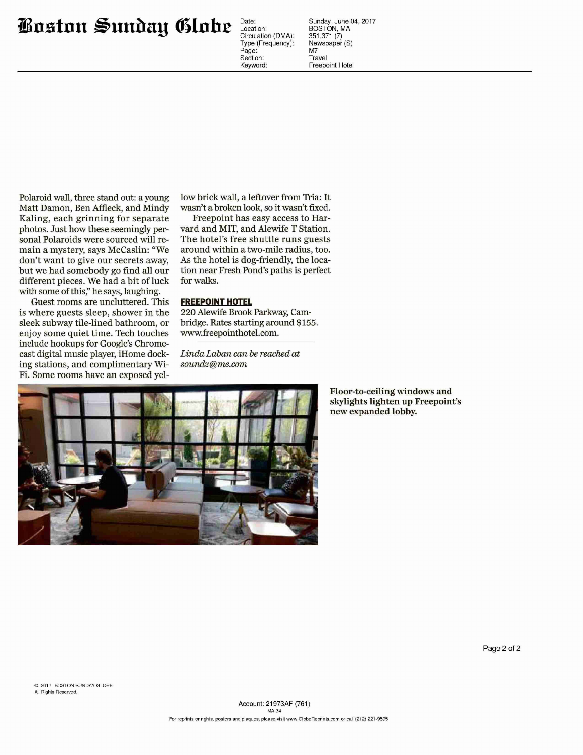Polaroid wall, three stand out: a young Matt Damon, Ben Affleck, and Mindy Kaling, each grinning for separate photos. Just how these seemingly personal Polaroids were sourced will remain a mystery, says McCaslin: "We don't want to give our secrets away, but we had somebody go find all our different pieces. We had a bit of luck with some of this," he says, laughing.

Guest rooms are uncluttered. This is where guests sleep, shower in the sleek subway tile-lined bathroom, or enjoy some quiet time. Tech touches include hookups for Google's Chromecast digital music player, iHome docking stations, and complimentary Wi-Fi. Some rooms have an exposed yellow brick wall, a leftover from Tria: It wasn't a broken look, so it wasn't fixed.

Freepoint has easy access to Harvard and MIT, and Alewife T Station. The hotel's free shuttle runs guests around within a two-mile radius, too. As the hotel is dog-friendly, the location near Fresh Pond's paths is perfect for walks.

**FREEPOINT HOTEL**

220 Alewife Brook Parkway, Cambridge. Rates starting around $155. www.freepointhotel.com.

*Linda Laban can be reached at soundz@me.com*

**Floor-to-ceiling windows and skylights lighten up Freepoint's new expanded lobby.**